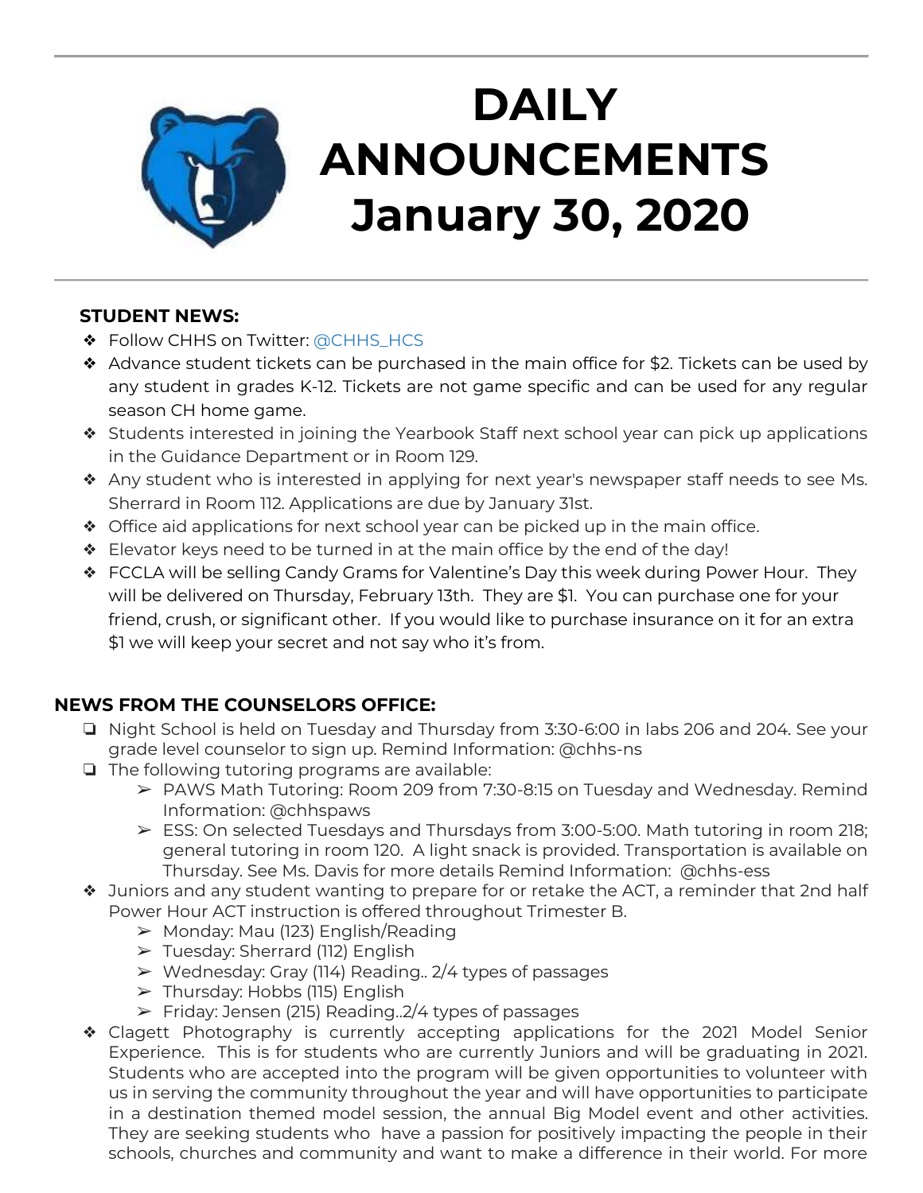# DAILY ANNOUNCEMENTS January 30, 2020

## STUDENT NEWS:

- Follow CHHS on Twitter: @CHHS_HCS
- Advance student tickets can be purchased in the main office for $2. Tickets can be used by any student in grades K-12. Tickets are not game specific and can be used for any regular season CH home game.
- Students interested in joining the Yearbook Staff next school year can pick up applications in the Guidance Department or in Room 129.
- Any student who is interested in applying for next year's newspaper staff needs to see Ms. Sherrard in Room 112. Applications are due by January 31st.
- Office aid applications for next school year can be picked up in the main office.
- Elevator keys need to be turned in at the main office by the end of the day!
- FCCLA will be selling Candy Grams for Valentine's Day this week during Power Hour. They will be delivered on Thursday, February 13th. They are $1. You can purchase one for your friend, crush, or significant other. If you would like to purchase insurance on it for an extra $1 we will keep your secret and not say who it's from.

## NEWS FROM THE COUNSELORS OFFICE:

- Night School is held on Tuesday and Thursday from 3:30-6:00 in labs 206 and 204. See your grade level counselor to sign up. Remind Information: @chhs-ns
- The following tutoring programs are available:
  - PAWS Math Tutoring: Room 209 from 7:30-8:15 on Tuesday and Wednesday. Remind Information: @chhspaws
  - ESS: On selected Tuesdays and Thursdays from 3:00-5:00. Math tutoring in room 218; general tutoring in room 120. A light snack is provided. Transportation is available on Thursday. See Ms. Davis for more details Remind Information: @chhs-ess
- Juniors and any student wanting to prepare for or retake the ACT, a reminder that 2nd half Power Hour ACT instruction is offered throughout Trimester B.
  - Monday: Mau (123) English/Reading
  - Tuesday: Sherrard (112) English
  - Wednesday: Gray (114) Reading.. 2/4 types of passages
  - Thursday: Hobbs (115) English
  - Friday: Jensen (215) Reading..2/4 types of passages
- Clagett Photography is currently accepting applications for the 2021 Model Senior Experience. This is for students who are currently Juniors and will be graduating in 2021. Students who are accepted into the program will be given opportunities to volunteer with us in serving the community throughout the year and will have opportunities to participate in a destination themed model session, the annual Big Model event and other activities. They are seeking students who have a passion for positively impacting the people in their schools, churches and community and want to make a difference in their world. For more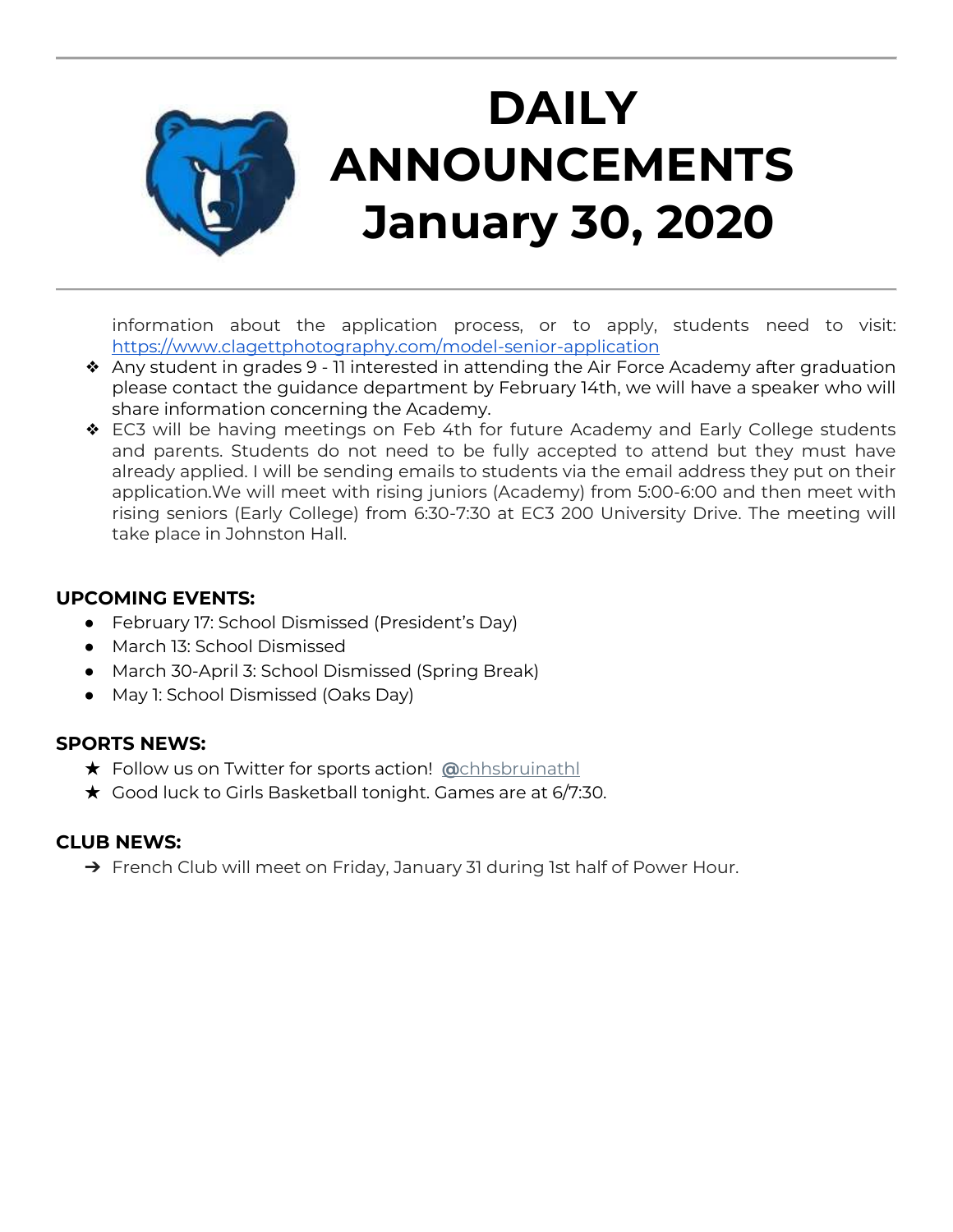# DAILY ANNOUNCEMENTS January 30, 2020

information about the application process, or to apply, students need to visit: https://www.clagettphotography.com/model-senior-application

- Any student in grades 9 - 11 interested in attending the Air Force Academy after graduation please contact the guidance department by February 14th, we will have a speaker who will share information concerning the Academy.
- EC3 will be having meetings on Feb 4th for future Academy and Early College students and parents. Students do not need to be fully accepted to attend but they must have already applied. I will be sending emails to students via the email address they put on their application.We will meet with rising juniors (Academy) from 5:00-6:00 and then meet with rising seniors (Early College) from 6:30-7:30 at EC3 200 University Drive. The meeting will take place in Johnston Hall.

**UPCOMING EVENTS:**

- February 17: School Dismissed (President's Day)
- March 13: School Dismissed
- March 30-April 3: School Dismissed (Spring Break)
- May 1: School Dismissed (Oaks Day)

**SPORTS NEWS:**

- Follow us on Twitter for sports action! @chhsbruinathl
- Good luck to Girls Basketball tonight. Games are at 6/7:30.

**CLUB NEWS:**

- French Club will meet on Friday, January 31 during 1st half of Power Hour.